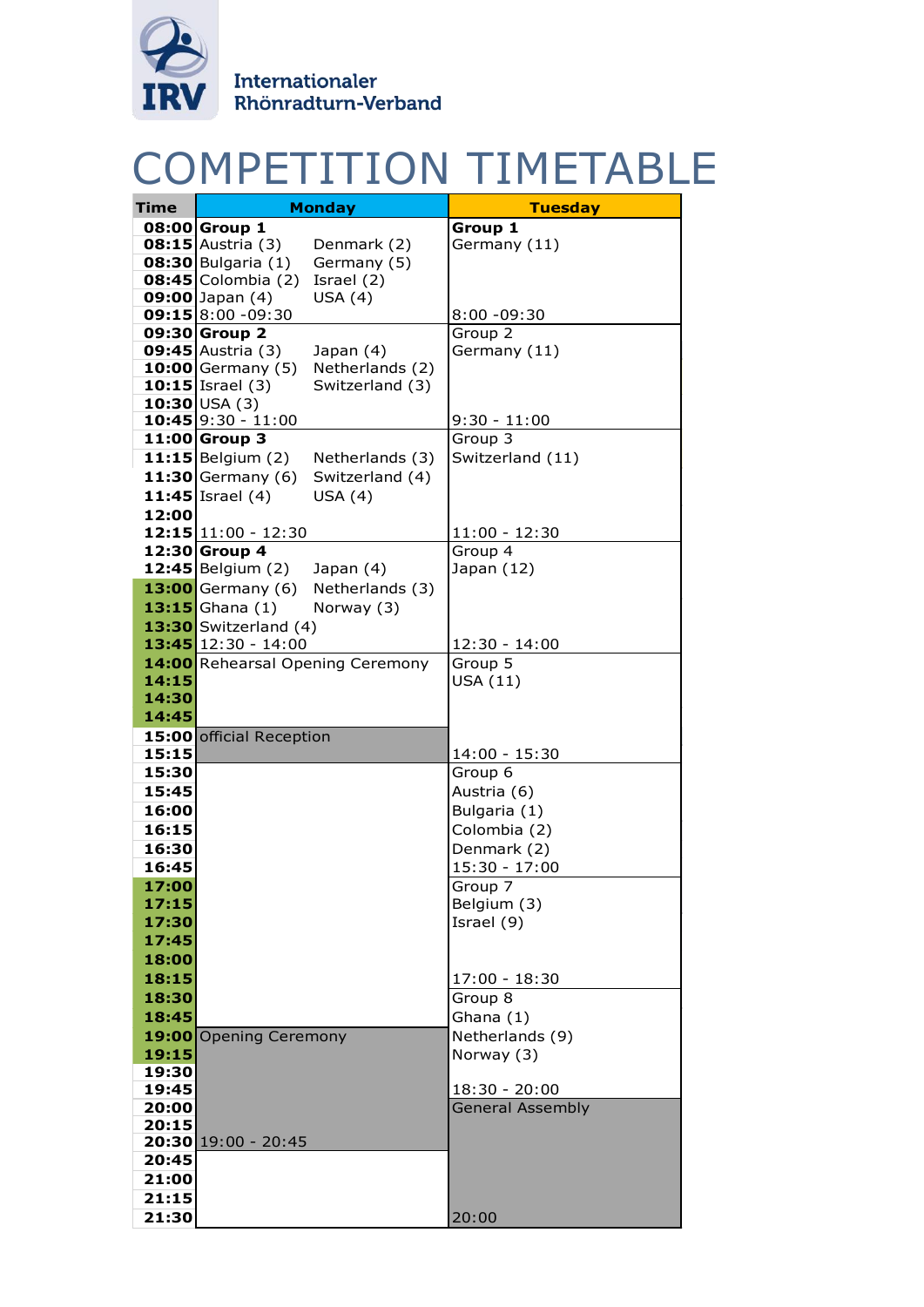Internationaler
Rhönradturn-Verband

# COMPETITION TIMETABLE

| Time | Monday | | Tuesday |
|---|---|---|---|
| 08:00 | **Group 1** | | **Group 1** |
| 08:15 | Austria (3) | Denmark (2) | Germany (11) |
| 08:30 | Bulgaria (1) | Germany (5) | |
| 08:45 | Colombia (2) | Israel (2) | |
| 09:00 | Japan (4) | USA (4) | |
| 09:15 | 8:00 -09:30 | | 8:00 -09:30 |
| 09:30 | **Group 2** | | Group 2 |
| 09:45 | Austria (3) | Japan (4) | Germany (11) |
| 10:00 | Germany (5) | Netherlands (2) | |
| 10:15 | Israel (3) | Switzerland (3) | |
| 10:30 | USA (3) | | |
| 10:45 | 9:30 - 11:00 | | 9:30 - 11:00 |
| 11:00 | **Group 3** | | Group 3 |
| 11:15 | Belgium (2) | Netherlands (3) | Switzerland (11) |
| 11:30 | Germany (6) | Switzerland (4) | |
| 11:45 | Israel (4) | USA (4) | |
| 12:00 | | | |
| 12:15 | 11:00 - 12:30 | | 11:00 - 12:30 |
| 12:30 | **Group 4** | | Group 4 |
| 12:45 | Belgium (2) | Japan (4) | Japan (12) |
| 13:00 | Germany (6) | Netherlands (3) | |
| 13:15 | Ghana (1) | Norway (3) | |
| 13:30 | Switzerland (4) | | |
| 13:45 | 12:30 - 14:00 | | 12:30 - 14:00 |
| 14:00 | Rehearsal Opening Ceremony | | Group 5 |
| 14:15 | | | USA (11) |
| 14:30 | | | |
| 14:45 | | | |
| 15:00 | official Reception | | |
| 15:15 | | | 14:00 - 15:30 |
| 15:30 | | | Group 6 |
| 15:45 | | | Austria (6) |
| 16:00 | | | Bulgaria (1) |
| 16:15 | | | Colombia (2) |
| 16:30 | | | Denmark (2) |
| 16:45 | | | 15:30 - 17:00 |
| 17:00 | | | Group 7 |
| 17:15 | | | Belgium (3) |
| 17:30 | | | Israel (9) |
| 17:45 | | | |
| 18:00 | | | |
| 18:15 | | | 17:00 - 18:30 |
| 18:30 | | | Group 8 |
| 18:45 | | | Ghana (1) |
| 19:00 | Opening Ceremony | | Netherlands (9) |
| 19:15 | | | Norway (3) |
| 19:30 | | | |
| 19:45 | | | 18:30 - 20:00 |
| 20:00 | | | General Assembly |
| 20:15 | | | |
| 20:30 | 19:00 - 20:45 | | |
| 20:45 | | | |
| 21:00 | | | |
| 21:15 | | | |
| 21:30 | | | 20:00 |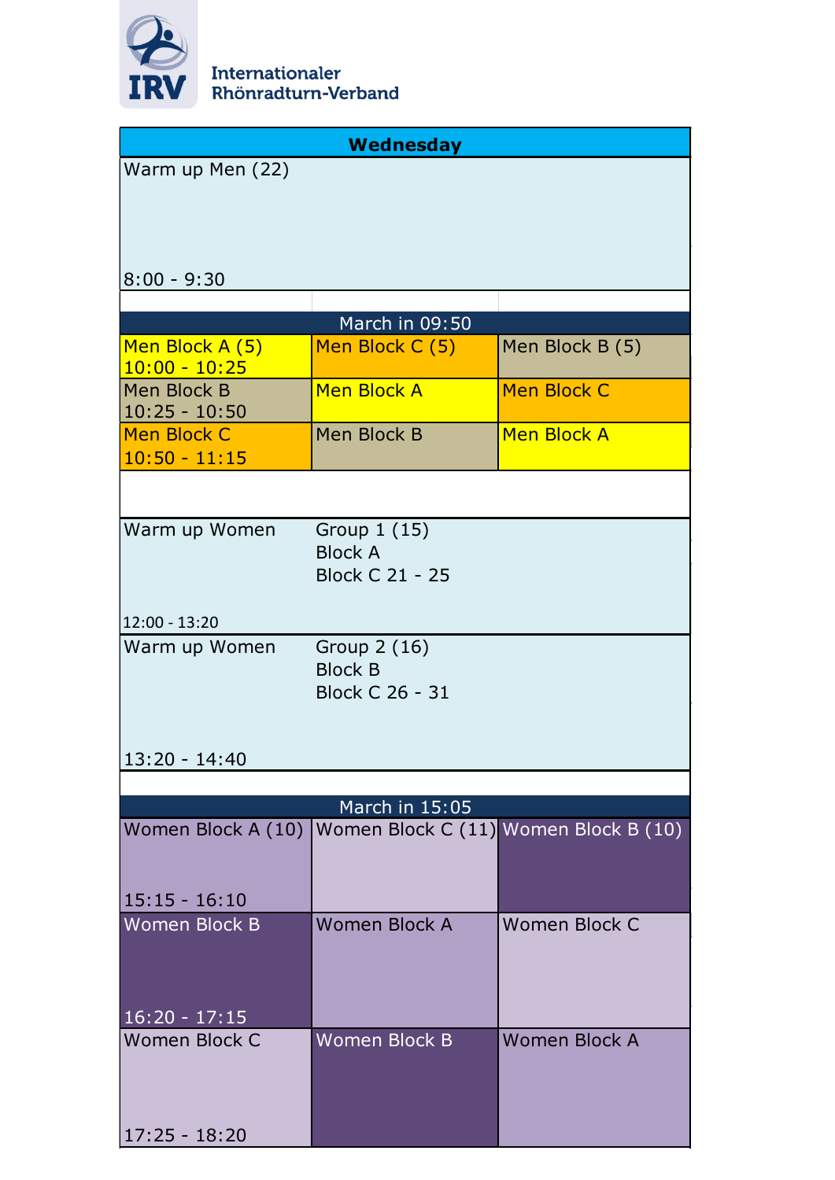Internationaler Rhönradturn-Verband

## Wednesday

| Wednesday | | |
|---|---|---|
| Warm up Men (22)<br>8:00 - 9:30 | | |
| | | |
| March in 09:50 | | |
| Men Block A (5)<br>10:00 - 10:25 | Men Block C (5) | Men Block B (5) |
| Men Block B<br>10:25 - 10:50 | Men Block A | Men Block C |
| Men Block C<br>10:50 - 11:15 | Men Block B | Men Block A |
| | | |
| Warm up Women<br>12:00 - 13:20 | Group 1 (15)<br>Block A<br>Block C 21 - 25 | |
| Warm up Women<br>13:20 - 14:40 | Group 2 (16)<br>Block B<br>Block C 26 - 31 | |
| | | |
| March in 15:05 | | |
| Women Block A (10)<br>15:15 - 16:10 | Women Block C (11) | Women Block B (10) |
| Women Block B<br>16:20 - 17:15 | Women Block A | Women Block C |
| Women Block C<br>17:25 - 18:20 | Women Block B | Women Block A |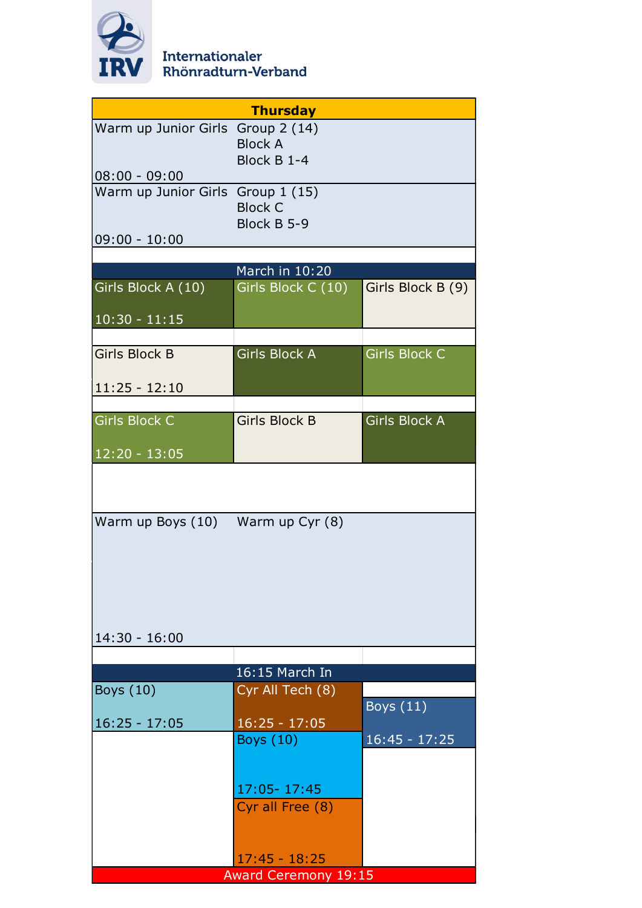Internationaler Rhönradturn-Verband

| Thursday | | |
|---|---|---|
| Warm up Junior Girls 08:00 - 09:00 | Group 2 (14) Block A Block B 1-4 | |
| Warm up Junior Girls 09:00 - 10:00 | Group 1 (15) Block C Block B 5-9 | |
| | | |
| March in 10:20 | | |
| Girls Block A (10) 10:30 - 11:15 | Girls Block C (10) | Girls Block B (9) |
| | | |
| Girls Block B 11:25 - 12:10 | Girls Block A | Girls Block C |
| | | |
| Girls Block C 12:20 - 13:05 | Girls Block B | Girls Block A |
| | | |
| Warm up Boys (10) 14:30 - 16:00 | Warm up Cyr (8) | |
| | | |
| 16:15 March In | | |
| Boys (10) 16:25 - 17:05 | Cyr All Tech (8) 16:25 - 17:05 | Boys (11) 16:45 - 17:25 |
| | Boys (10) 17:05- 17:45 | |
| | Cyr all Free (8) 17:45 - 18:25 | |
| Award Ceremony 19:15 | | |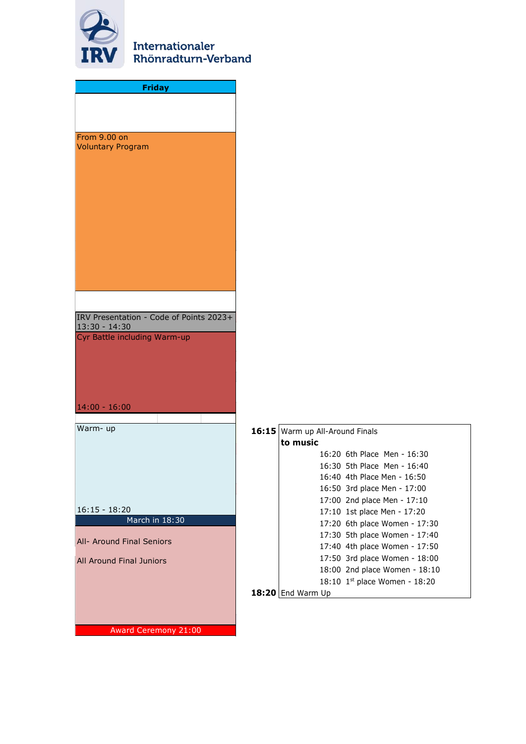Internationaler Rhönradturn-Verband

## Friday

From 9.00 on
Voluntary Program

IRV Presentation - Code of Points 2023+
13:30 - 14:30

Cyr Battle including Warm-up

14:00 - 16:00

Warm- up

16:15 - 18:20

March in 18:30

All- Around Final Seniors

All Around Final Juniors

Award Ceremony 21:00

| | |
|---|---|
| **16:15** | Warm up All-Around Finals **to music** |
| | 16:20 6th Place Men - 16:30 |
| | 16:30 5th Place Men - 16:40 |
| | 16:40 4th Place Men - 16:50 |
| | 16:50 3rd place Men - 17:00 |
| | 17:00 2nd place Men - 17:10 |
| | 17:10 1st place Men - 17:20 |
| | 17:20 6th place Women - 17:30 |
| | 17:30 5th place Women - 17:40 |
| | 17:40 4th place Women - 17:50 |
| | 17:50 3rd place Women - 18:00 |
| | 18:00 2nd place Women - 18:10 |
| | 18:10 1st place Women - 18:20 |
| **18:20** | End Warm Up |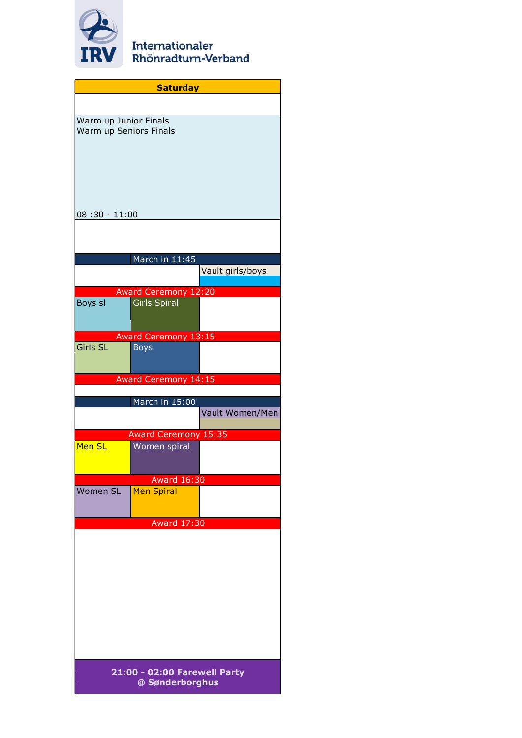Internationaler Rhönradturn-Verband

| Saturday | | |
|---|---|---|
| Warm up Junior Finals<br>Warm up Seniors Finals<br><br>08 :30 - 11:00 | | |
| | March in 11:45 | |
| | | Vault girls/boys |
| Award Ceremony 12:20 | | |
| Boys sl | Girls Spiral | |
| Award Ceremony 13:15 | | |
| Girls SL | Boys | |
| Award Ceremony 14:15 | | |
| | March in 15:00 | |
| | | Vault Women/Men |
| Award Ceremony 15:35 | | |
| Men SL | Women spiral | |
| Award 16:30 | | |
| Women SL | Men Spiral | |
| Award 17:30 | | |
| **21:00 - 02:00 Farewell Party @ Sønderborghus** | | |